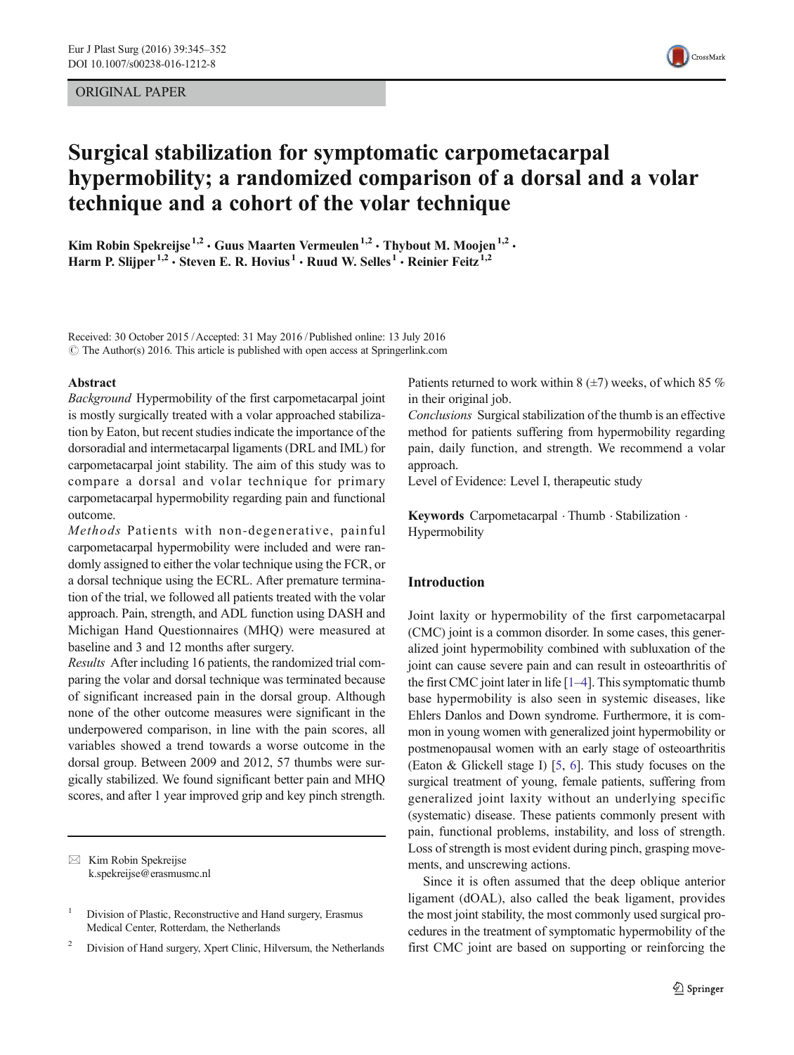ORIGINAL PAPER

# Surgical stabilization for symptomatic carpometacarpal hypermobility; a randomized comparison of a dorsal and a volar technique and a cohort of the volar technique

Kim Robin Spekreijse[1,2] · Guus Maarten Vermeulen[1,2] · Thybout M. Moojen[1,2] · Harm P. Slijper[1,2] · Steven E. R. Hovius[1] · Ruud W. Selles[1] · Reinier Feitz[1,2]

Received: 30 October 2015 / Accepted: 31 May 2016 / Published online: 13 July 2016
© The Author(s) 2016. This article is published with open access at Springerlink.com

## Abstract

*Background* Hypermobility of the first carpometacarpal joint is mostly surgically treated with a volar approached stabilization by Eaton, but recent studies indicate the importance of the dorsoradial and intermetacarpal ligaments (DRL and IML) for carpometacarpal joint stability. The aim of this study was to compare a dorsal and volar technique for primary carpometacarpal hypermobility regarding pain and functional outcome.

*Methods* Patients with non-degenerative, painful carpometacarpal hypermobility were included and were randomly assigned to either the volar technique using the FCR, or a dorsal technique using the ECRL. After premature termination of the trial, we followed all patients treated with the volar approach. Pain, strength, and ADL function using DASH and Michigan Hand Questionnaires (MHQ) were measured at baseline and 3 and 12 months after surgery.

*Results* After including 16 patients, the randomized trial comparing the volar and dorsal technique was terminated because of significant increased pain in the dorsal group. Although none of the other outcome measures were significant in the underpowered comparison, in line with the pain scores, all variables showed a trend towards a worse outcome in the dorsal group. Between 2009 and 2012, 57 thumbs were surgically stabilized. We found significant better pain and MHQ scores, and after 1 year improved grip and key pinch strength. Patients returned to work within 8 (±7) weeks, of which 85 % in their original job.

*Conclusions* Surgical stabilization of the thumb is an effective method for patients suffering from hypermobility regarding pain, daily function, and strength. We recommend a volar approach.

Level of Evidence: Level I, therapeutic study

**Keywords** Carpometacarpal · Thumb · Stabilization · Hypermobility

✉ Kim Robin Spekreijse
k.spekreijse@erasmusmc.nl

[1] Division of Plastic, Reconstructive and Hand surgery, Erasmus Medical Center, Rotterdam, the Netherlands

[2] Division of Hand surgery, Xpert Clinic, Hilversum, the Netherlands

## Introduction

Joint laxity or hypermobility of the first carpometacarpal (CMC) joint is a common disorder. In some cases, this generalized joint hypermobility combined with subluxation of the joint can cause severe pain and can result in osteoarthritis of the first CMC joint later in life [1–4]. This symptomatic thumb base hypermobility is also seen in systemic diseases, like Ehlers Danlos and Down syndrome. Furthermore, it is common in young women with generalized joint hypermobility or postmenopausal women with an early stage of osteoarthritis (Eaton & Glickell stage I) [5, 6]. This study focuses on the surgical treatment of young, female patients, suffering from generalized joint laxity without an underlying specific (systematic) disease. These patients commonly present with pain, functional problems, instability, and loss of strength. Loss of strength is most evident during pinch, grasping movements, and unscrewing actions.

Since it is often assumed that the deep oblique anterior ligament (dOAL), also called the beak ligament, provides the most joint stability, the most commonly used surgical procedures in the treatment of symptomatic hypermobility of the first CMC joint are based on supporting or reinforcing the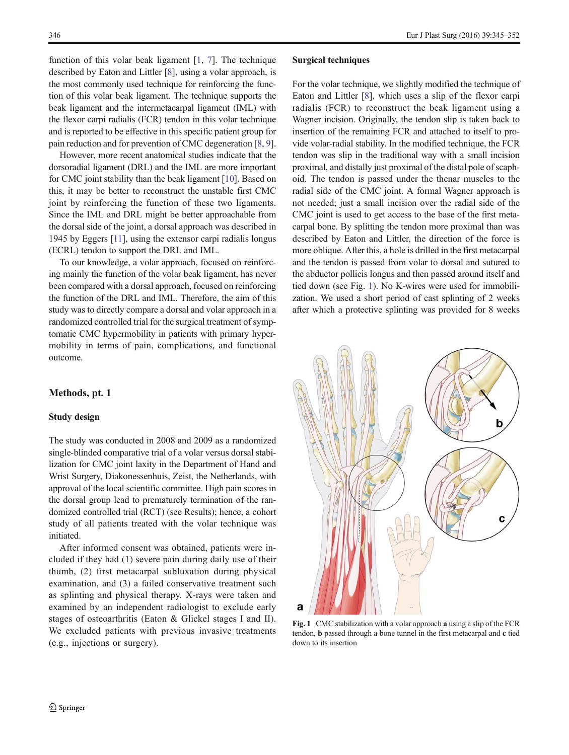function of this volar beak ligament [1, 7]. The technique described by Eaton and Littler [8], using a volar approach, is the most commonly used technique for reinforcing the function of this volar beak ligament. The technique supports the beak ligament and the intermetacarpal ligament (IML) with the flexor carpi radialis (FCR) tendon in this volar technique and is reported to be effective in this specific patient group for pain reduction and for prevention of CMC degeneration [8, 9].

However, more recent anatomical studies indicate that the dorsoradial ligament (DRL) and the IML are more important for CMC joint stability than the beak ligament [10]. Based on this, it may be better to reconstruct the unstable first CMC joint by reinforcing the function of these two ligaments. Since the IML and DRL might be better approachable from the dorsal side of the joint, a dorsal approach was described in 1945 by Eggers [11], using the extensor carpi radialis longus (ECRL) tendon to support the DRL and IML.

To our knowledge, a volar approach, focused on reinforcing mainly the function of the volar beak ligament, has never been compared with a dorsal approach, focused on reinforcing the function of the DRL and IML. Therefore, the aim of this study was to directly compare a dorsal and volar approach in a randomized controlled trial for the surgical treatment of symptomatic CMC hypermobility in patients with primary hypermobility in terms of pain, complications, and functional outcome.

## Methods, pt. 1

### Study design

The study was conducted in 2008 and 2009 as a randomized single-blinded comparative trial of a volar versus dorsal stabilization for CMC joint laxity in the Department of Hand and Wrist Surgery, Diakonessenhuis, Zeist, the Netherlands, with approval of the local scientific committee. High pain scores in the dorsal group lead to prematurely termination of the randomized controlled trial (RCT) (see Results); hence, a cohort study of all patients treated with the volar technique was initiated.

After informed consent was obtained, patients were included if they had (1) severe pain during daily use of their thumb, (2) first metacarpal subluxation during physical examination, and (3) a failed conservative treatment such as splinting and physical therapy. X-rays were taken and examined by an independent radiologist to exclude early stages of osteoarthritis (Eaton & Glickel stages I and II). We excluded patients with previous invasive treatments (e.g., injections or surgery).

### Surgical techniques

For the volar technique, we slightly modified the technique of Eaton and Littler [8], which uses a slip of the flexor carpi radialis (FCR) to reconstruct the beak ligament using a Wagner incision. Originally, the tendon slip is taken back to insertion of the remaining FCR and attached to itself to provide volar-radial stability. In the modified technique, the FCR tendon was slip in the traditional way with a small incision proximal, and distally just proximal of the distal pole of scaphoid. The tendon is passed under the thenar muscles to the radial side of the CMC joint. A formal Wagner approach is not needed; just a small incision over the radial side of the CMC joint is used to get access to the base of the first metacarpal bone. By splitting the tendon more proximal than was described by Eaton and Littler, the direction of the force is more oblique. After this, a hole is drilled in the first metacarpal and the tendon is passed from volar to dorsal and sutured to the abductor pollicis longus and then passed around itself and tied down (see Fig. 1). No K-wires were used for immobilization. We used a short period of cast splinting of 2 weeks after which a protective splinting was provided for 8 weeks

**Fig. 1** CMC stabilization with a volar approach **a** using a slip of the FCR tendon, **b** passed through a bone tunnel in the first metacarpal and **c** tied down to its insertion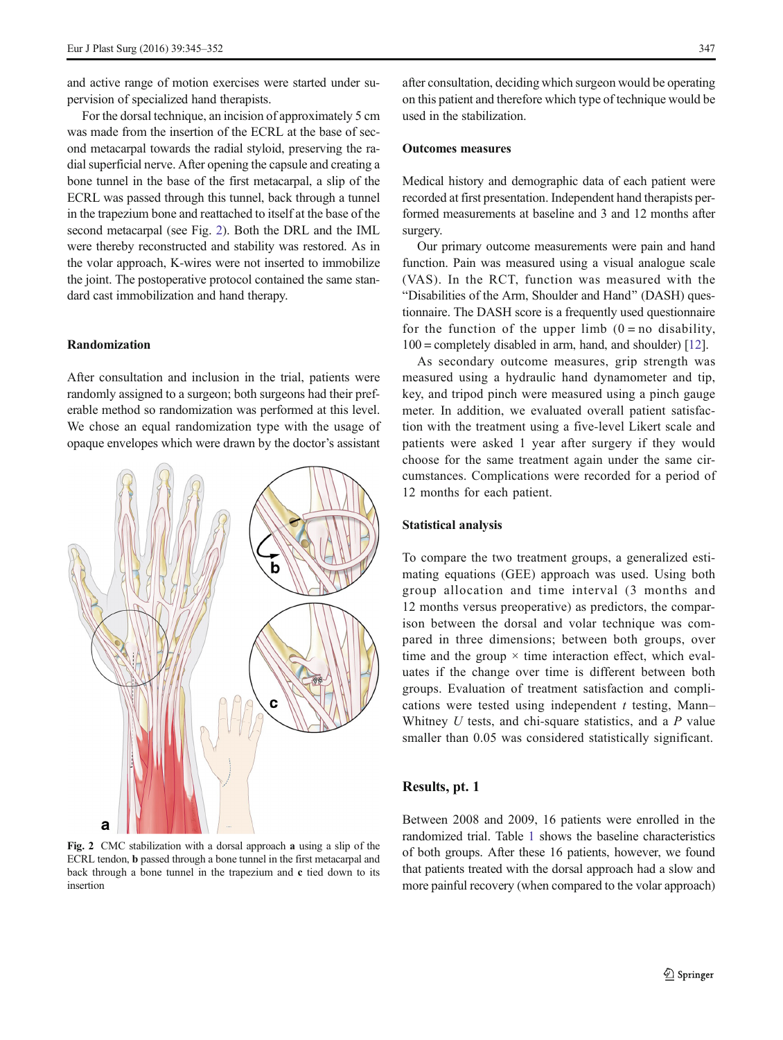and active range of motion exercises were started under supervision of specialized hand therapists.

For the dorsal technique, an incision of approximately 5 cm was made from the insertion of the ECRL at the base of second metacarpal towards the radial styloid, preserving the radial superficial nerve. After opening the capsule and creating a bone tunnel in the base of the first metacarpal, a slip of the ECRL was passed through this tunnel, back through a tunnel in the trapezium bone and reattached to itself at the base of the second metacarpal (see Fig. 2). Both the DRL and the IML were thereby reconstructed and stability was restored. As in the volar approach, K-wires were not inserted to immobilize the joint. The postoperative protocol contained the same standard cast immobilization and hand therapy.

### Randomization

After consultation and inclusion in the trial, patients were randomly assigned to a surgeon; both surgeons had their preferable method so randomization was performed at this level. We chose an equal randomization type with the usage of opaque envelopes which were drawn by the doctor's assistant

a

b

c

**Fig. 2** CMC stabilization with a dorsal approach **a** using a slip of the ECRL tendon, **b** passed through a bone tunnel in the first metacarpal and back through a bone tunnel in the trapezium and **c** tied down to its insertion

after consultation, deciding which surgeon would be operating on this patient and therefore which type of technique would be used in the stabilization.

### Outcomes measures

Medical history and demographic data of each patient were recorded at first presentation. Independent hand therapists performed measurements at baseline and 3 and 12 months after surgery.

Our primary outcome measurements were pain and hand function. Pain was measured using a visual analogue scale (VAS). In the RCT, function was measured with the "Disabilities of the Arm, Shoulder and Hand" (DASH) questionnaire. The DASH score is a frequently used questionnaire for the function of the upper limb (0 = no disability, 100 = completely disabled in arm, hand, and shoulder) [12].

As secondary outcome measures, grip strength was measured using a hydraulic hand dynamometer and tip, key, and tripod pinch were measured using a pinch gauge meter. In addition, we evaluated overall patient satisfaction with the treatment using a five-level Likert scale and patients were asked 1 year after surgery if they would choose for the same treatment again under the same circumstances. Complications were recorded for a period of 12 months for each patient.

### Statistical analysis

To compare the two treatment groups, a generalized estimating equations (GEE) approach was used. Using both group allocation and time interval (3 months and 12 months versus preoperative) as predictors, the comparison between the dorsal and volar technique was compared in three dimensions; between both groups, over time and the group × time interaction effect, which evaluates if the change over time is different between both groups. Evaluation of treatment satisfaction and complications were tested using independent *t* testing, Mann–Whitney *U* tests, and chi-square statistics, and a *P* value smaller than 0.05 was considered statistically significant.

## Results, pt. 1

Between 2008 and 2009, 16 patients were enrolled in the randomized trial. Table 1 shows the baseline characteristics of both groups. After these 16 patients, however, we found that patients treated with the dorsal approach had a slow and more painful recovery (when compared to the volar approach)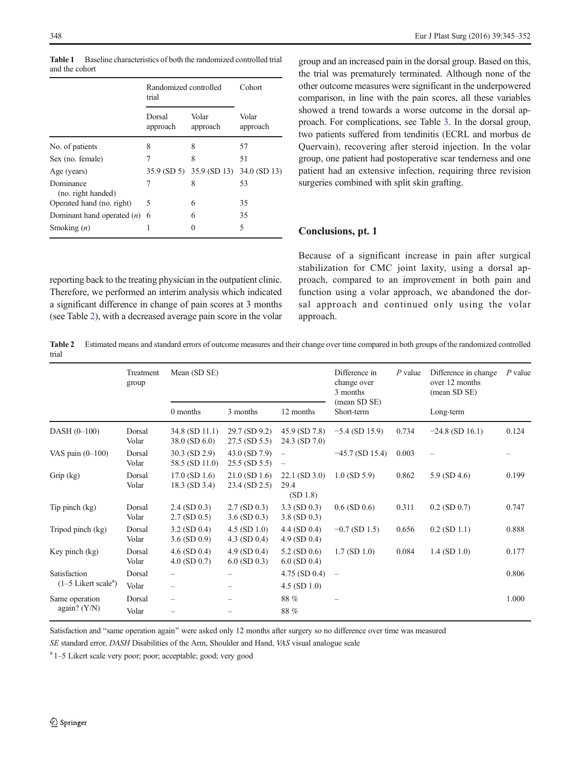**Table 1** Baseline characteristics of both the randomized controlled trial and the cohort

| | Randomized controlled trial | | Cohort |
|---|---|---|---|
| | Dorsal approach | Volar approach | Volar approach |
| No. of patients | 8 | 8 | 57 |
| Sex (no. female) | 7 | 8 | 51 |
| Age (years) | 35.9 (SD 5) | 35.9 (SD 13) | 34.0 (SD 13) |
| Dominance (no. right handed) | 7 | 8 | 53 |
| Operated hand (no. right) | 5 | 6 | 35 |
| Dominant hand operated (*n*) | 6 | 6 | 35 |
| Smoking (*n*) | 1 | 0 | 5 |

reporting back to the treating physician in the outpatient clinic. Therefore, we performed an interim analysis which indicated a significant difference in change of pain scores at 3 months (see Table 2), with a decreased average pain score in the volar group and an increased pain in the dorsal group. Based on this, the trial was prematurely terminated. Although none of the other outcome measures were significant in the underpowered comparison, in line with the pain scores, all these variables showed a trend towards a worse outcome in the dorsal approach. For complications, see Table 3. In the dorsal group, two patients suffered from tendinitis (ECRL and morbus de Quervain), recovering after steroid injection. In the volar group, one patient had postoperative scar tenderness and one patient had an extensive infection, requiring three revision surgeries combined with split skin grafting.

## Conclusions, pt. 1

Because of a significant increase in pain after surgical stabilization for CMC joint laxity, using a dorsal approach, compared to an improvement in both pain and function using a volar approach, we abandoned the dorsal approach and continued only using the volar approach.

**Table 2** Estimated means and standard errors of outcome measures and their change over time compared in both groups of the randomized controlled trial

| | Treatment group | Mean (SD SE) | | | Difference in change over 3 months (mean SD SE) | *P* value | Difference in change over 12 months (mean SD SE) | *P* value |
|---|---|---|---|---|---|---|---|---|
| | | 0 months | 3 months | 12 months | Short-term | | Long-term | |
| DASH (0–100) | Dorsal<br>Volar | 34.8 (SD 11.1)<br>38.0 (SD 6.0) | 29.7 (SD 9.2)<br>27.5 (SD 5.5) | 45.9 (SD 7.8)<br>24.3 (SD 7.0) | −5.4 (SD 15.9) | 0.734 | −24.8 (SD 16.1) | 0.124 |
| VAS pain (0–100) | Dorsal<br>Volar | 30.3 (SD 2.9)<br>58.5 (SD 11.0) | 43.0 (SD 7.9)<br>25.5 (SD 5.5) | –<br>– | −45.7 (SD 15.4) | 0.003 | – | – |
| Grip (kg) | Dorsal<br>Volar | 17.0 (SD 1.6)<br>18.3 (SD 3.4) | 21.0 (SD 1.6)<br>23.4 (SD 2.5) | 22.1 (SD 3.0)<br>29.4 (SD 1.8) | 1.0 (SD 5.9) | 0.862 | 5.9 (SD 4.6) | 0.199 |
| Tip pinch (kg) | Dorsal<br>Volar | 2.4 (SD 0.3)<br>2.7 (SD 0.5) | 2.7 (SD 0.3)<br>3.6 (SD 0.3) | 3.3 (SD 0.3)<br>3.8 (SD 0.3) | 0.6 (SD 0.6) | 0.311 | 0.2 (SD 0.7) | 0.747 |
| Tripod pinch (kg) | Dorsal<br>Volar | 3.2 (SD 0.4)<br>3.6 (SD 0.9) | 4.5 (SD 1.0)<br>4.3 (SD 0.4) | 4.4 (SD 0.4)<br>4.9 (SD 0.4) | −0.7 (SD 1.5) | 0.656 | 0.2 (SD 1.1) | 0.888 |
| Key pinch (kg) | Dorsal<br>Volar | 4.6 (SD 0.4)<br>4.0 (SD 0.7) | 4.9 (SD 0.4)<br>6.0 (SD 0.3) | 5.2 (SD 0.6)<br>6.0 (SD 0.4) | 1.7 (SD 1.0) | 0.084 | 1.4 (SD 1.0) | 0.177 |
| Satisfaction (1–5 Likert scale[a]) | Dorsal<br>Volar | –<br>– | –<br>– | 4.75 (SD 0.4)<br>4.5 (SD 1.0) | – | | | 0.806 |
| Same operation again? (Y/N) | Dorsal<br>Volar | –<br>– | –<br>– | 88 %<br>88 % | – | | | 1.000 |

Satisfaction and "same operation again" were asked only 12 months after surgery so no difference over time was measured

*SE* standard error, *DASH* Disabilities of the Arm, Shoulder and Hand, *VAS* visual analogue scale

[a] 1–5 Likert scale very poor; poor; acceptable; good; very good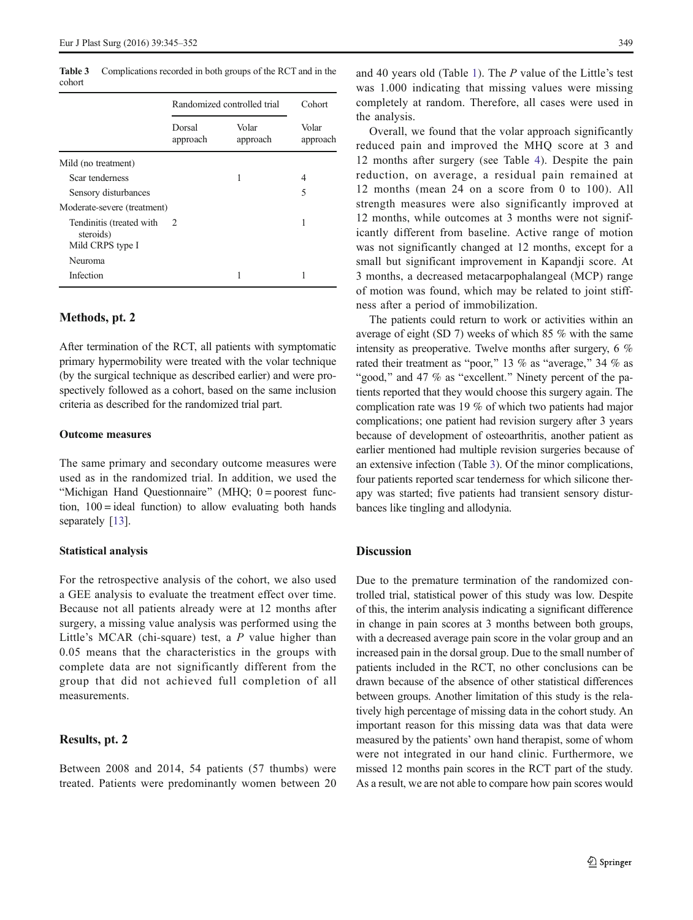**Table 3** Complications recorded in both groups of the RCT and in the cohort

| | Randomized controlled trial | | Cohort |
|---|---|---|---|
| | Dorsal approach | Volar approach | Volar approach |
| Mild (no treatment) | | | |
| Scar tenderness | | 1 | 4 |
| Sensory disturbances | | | 5 |
| Moderate-severe (treatment) | | | |
| Tendinitis (treated with steroids) | 2 | | 1 |
| Mild CRPS type I | | | |
| Neuroma | | | |
| Infection | | 1 | 1 |

## Methods, pt. 2

After termination of the RCT, all patients with symptomatic primary hypermobility were treated with the volar technique (by the surgical technique as described earlier) and were prospectively followed as a cohort, based on the same inclusion criteria as described for the randomized trial part.

### Outcome measures

The same primary and secondary outcome measures were used as in the randomized trial. In addition, we used the "Michigan Hand Questionnaire" (MHQ; 0 = poorest function, 100 = ideal function) to allow evaluating both hands separately [13].

### Statistical analysis

For the retrospective analysis of the cohort, we also used a GEE analysis to evaluate the treatment effect over time. Because not all patients already were at 12 months after surgery, a missing value analysis was performed using the Little's MCAR (chi-square) test, a *P* value higher than 0.05 means that the characteristics in the groups with complete data are not significantly different from the group that did not achieved full completion of all measurements.

## Results, pt. 2

Between 2008 and 2014, 54 patients (57 thumbs) were treated. Patients were predominantly women between 20 and 40 years old (Table 1). The *P* value of the Little's test was 1.000 indicating that missing values were missing completely at random. Therefore, all cases were used in the analysis.

Overall, we found that the volar approach significantly reduced pain and improved the MHQ score at 3 and 12 months after surgery (see Table 4). Despite the pain reduction, on average, a residual pain remained at 12 months (mean 24 on a score from 0 to 100). All strength measures were also significantly improved at 12 months, while outcomes at 3 months were not significantly different from baseline. Active range of motion was not significantly changed at 12 months, except for a small but significant improvement in Kapandji score. At 3 months, a decreased metacarpophalangeal (MCP) range of motion was found, which may be related to joint stiffness after a period of immobilization.

The patients could return to work or activities within an average of eight (SD 7) weeks of which 85 % with the same intensity as preoperative. Twelve months after surgery, 6 % rated their treatment as "poor," 13 % as "average," 34 % as "good," and 47 % as "excellent." Ninety percent of the patients reported that they would choose this surgery again. The complication rate was 19 % of which two patients had major complications; one patient had revision surgery after 3 years because of development of osteoarthritis, another patient as earlier mentioned had multiple revision surgeries because of an extensive infection (Table 3). Of the minor complications, four patients reported scar tenderness for which silicone therapy was started; five patients had transient sensory disturbances like tingling and allodynia.

## Discussion

Due to the premature termination of the randomized controlled trial, statistical power of this study was low. Despite of this, the interim analysis indicating a significant difference in change in pain scores at 3 months between both groups, with a decreased average pain score in the volar group and an increased pain in the dorsal group. Due to the small number of patients included in the RCT, no other conclusions can be drawn because of the absence of other statistical differences between groups. Another limitation of this study is the relatively high percentage of missing data in the cohort study. An important reason for this missing data was that data were measured by the patients' own hand therapist, some of whom were not integrated in our hand clinic. Furthermore, we missed 12 months pain scores in the RCT part of the study. As a result, we are not able to compare how pain scores would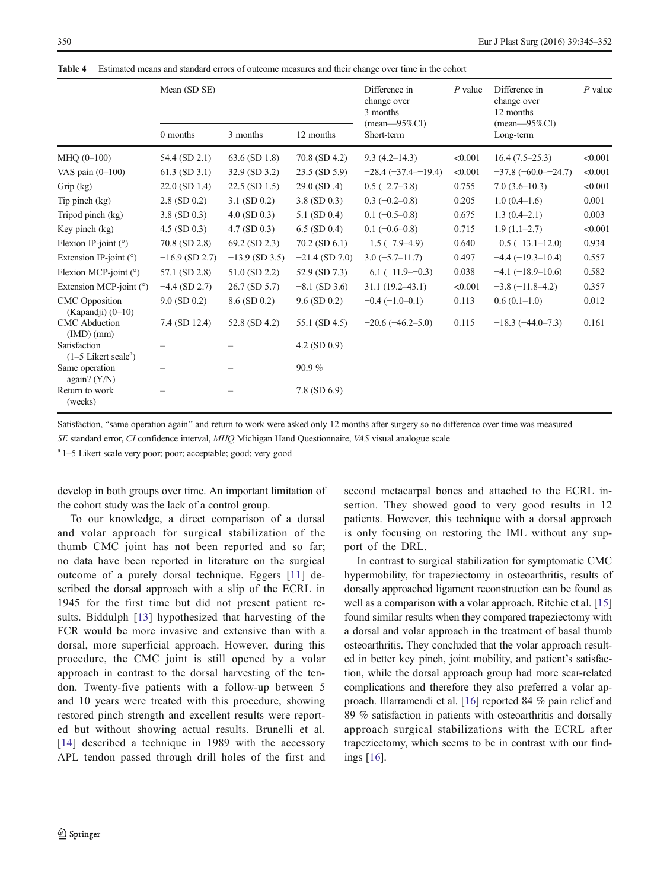**Table 4** Estimated means and standard errors of outcome measures and their change over time in the cohort

| | Mean (SD SE) | | | Difference in change over 3 months (mean—95%CI) | P value | Difference in change over 12 months (mean—95%CI) | P value |
|---|---|---|---|---|---|---|---|
| | 0 months | 3 months | 12 months | Short-term | | Long-term | |
| MHQ (0–100) | 54.4 (SD 2.1) | 63.6 (SD 1.8) | 70.8 (SD 4.2) | 9.3 (4.2–14.3) | <0.001 | 16.4 (7.5–25.3) | <0.001 |
| VAS pain (0–100) | 61.3 (SD 3.1) | 32.9 (SD 3.2) | 23.5 (SD 5.9) | −28.4 (−37.4–−19.4) | <0.001 | −37.8 (−60.0–−24.7) | <0.001 |
| Grip (kg) | 22.0 (SD 1.4) | 22.5 (SD 1.5) | 29.0 (SD .4) | 0.5 (−2.7–3.8) | 0.755 | 7.0 (3.6–10.3) | <0.001 |
| Tip pinch (kg) | 2.8 (SD 0.2) | 3.1 (SD 0.2) | 3.8 (SD 0.3) | 0.3 (−0.2–0.8) | 0.205 | 1.0 (0.4–1.6) | 0.001 |
| Tripod pinch (kg) | 3.8 (SD 0.3) | 4.0 (SD 0.3) | 5.1 (SD 0.4) | 0.1 (−0.5–0.8) | 0.675 | 1.3 (0.4–2.1) | 0.003 |
| Key pinch (kg) | 4.5 (SD 0.3) | 4.7 (SD 0.3) | 6.5 (SD 0.4) | 0.1 (−0.6–0.8) | 0.715 | 1.9 (1.1–2.7) | <0.001 |
| Flexion IP-joint (°) | 70.8 (SD 2.8) | 69.2 (SD 2.3) | 70.2 (SD 6.1) | −1.5 (−7.9–4.9) | 0.640 | −0.5 (−13.1–12.0) | 0.934 |
| Extension IP-joint (°) | −16.9 (SD 2.7) | −13.9 (SD 3.5) | −21.4 (SD 7.0) | 3.0 (−5.7–11.7) | 0.497 | −4.4 (−19.3–10.4) | 0.557 |
| Flexion MCP-joint (°) | 57.1 (SD 2.8) | 51.0 (SD 2.2) | 52.9 (SD 7.3) | −6.1 (−11.9–−0.3) | 0.038 | −4.1 (−18.9–10.6) | 0.582 |
| Extension MCP-joint (°) | −4.4 (SD 2.7) | 26.7 (SD 5.7) | −8.1 (SD 3.6) | 31.1 (19.2–43.1) | <0.001 | −3.8 (−11.8–4.2) | 0.357 |
| CMC Opposition (Kapandji) (0–10) | 9.0 (SD 0.2) | 8.6 (SD 0.2) | 9.6 (SD 0.2) | −0.4 (−1.0–0.1) | 0.113 | 0.6 (0.1–1.0) | 0.012 |
| CMC Abduction (IMD) (mm) | 7.4 (SD 12.4) | 52.8 (SD 4.2) | 55.1 (SD 4.5) | −20.6 (−46.2–5.0) | 0.115 | −18.3 (−44.0–7.3) | 0.161 |
| Satisfaction (1–5 Likert scale[a]) | – | – | 4.2 (SD 0.9) | | | | |
| Same operation again? (Y/N) | – | – | 90.9 % | | | | |
| Return to work (weeks) | – | – | 7.8 (SD 6.9) | | | | |

Satisfaction, "same operation again" and return to work were asked only 12 months after surgery so no difference over time was measured

*SE* standard error, *CI* confidence interval, *MHQ* Michigan Hand Questionnaire, *VAS* visual analogue scale

[a] 1–5 Likert scale very poor; poor; acceptable; good; very good

develop in both groups over time. An important limitation of the cohort study was the lack of a control group.

To our knowledge, a direct comparison of a dorsal and volar approach for surgical stabilization of the thumb CMC joint has not been reported and so far; no data have been reported in literature on the surgical outcome of a purely dorsal technique. Eggers [11] described the dorsal approach with a slip of the ECRL in 1945 for the first time but did not present patient results. Biddulph [13] hypothesized that harvesting of the FCR would be more invasive and extensive than with a dorsal, more superficial approach. However, during this procedure, the CMC joint is still opened by a volar approach in contrast to the dorsal harvesting of the tendon. Twenty-five patients with a follow-up between 5 and 10 years were treated with this procedure, showing restored pinch strength and excellent results were reported but without showing actual results. Brunelli et al. [14] described a technique in 1989 with the accessory APL tendon passed through drill holes of the first and second metacarpal bones and attached to the ECRL insertion. They showed good to very good results in 12 patients. However, this technique with a dorsal approach is only focusing on restoring the IML without any support of the DRL.

In contrast to surgical stabilization for symptomatic CMC hypermobility, for trapeziectomy in osteoarthritis, results of dorsally approached ligament reconstruction can be found as well as a comparison with a volar approach. Ritchie et al. [15] found similar results when they compared trapeziectomy with a dorsal and volar approach in the treatment of basal thumb osteoarthritis. They concluded that the volar approach resulted in better key pinch, joint mobility, and patient's satisfaction, while the dorsal approach group had more scar-related complications and therefore they also preferred a volar approach. Illarramendi et al. [16] reported 84 % pain relief and 89 % satisfaction in patients with osteoarthritis and dorsally approach surgical stabilizations with the ECRL after trapeziectomy, which seems to be in contrast with our findings [16].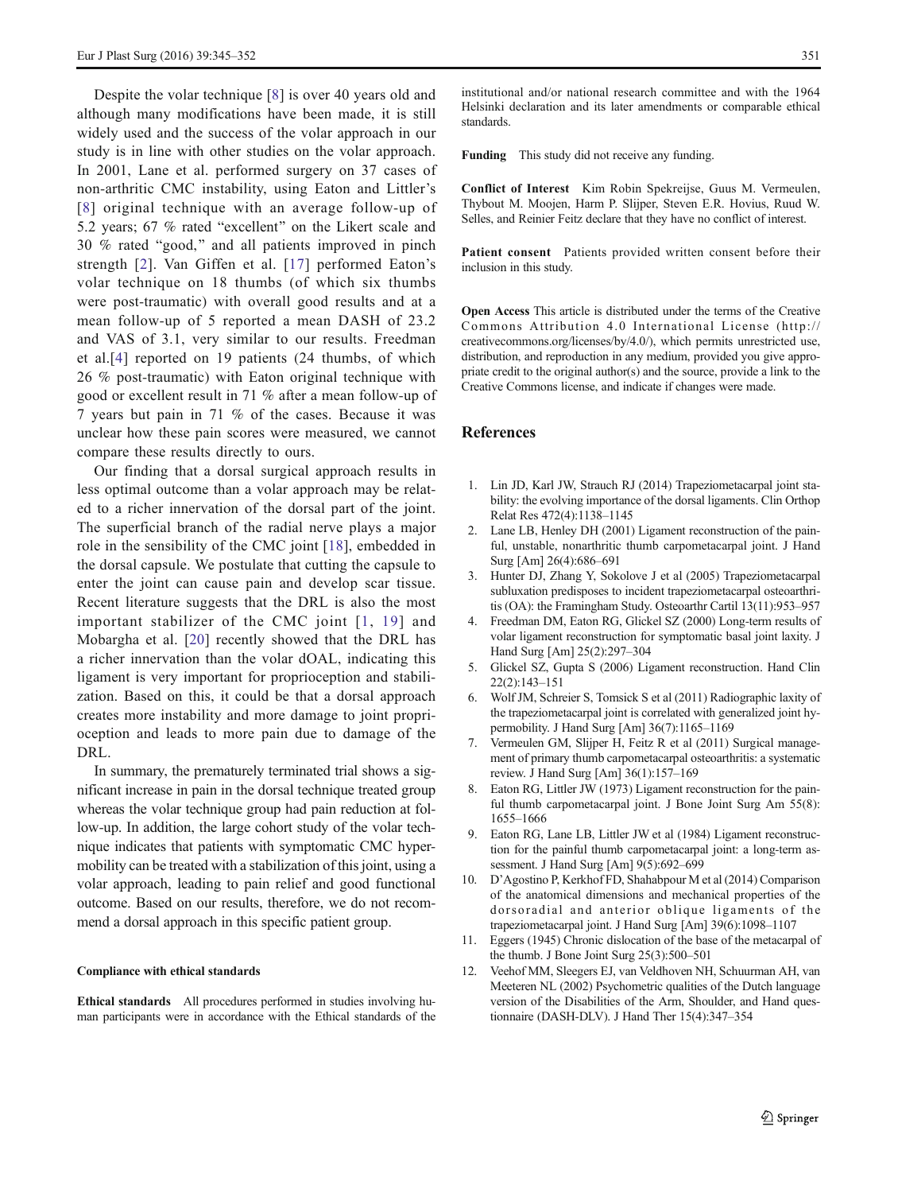Despite the volar technique [8] is over 40 years old and although many modifications have been made, it is still widely used and the success of the volar approach in our study is in line with other studies on the volar approach. In 2001, Lane et al. performed surgery on 37 cases of non-arthritic CMC instability, using Eaton and Littler's [8] original technique with an average follow-up of 5.2 years; 67 % rated "excellent" on the Likert scale and 30 % rated "good," and all patients improved in pinch strength [2]. Van Giffen et al. [17] performed Eaton's volar technique on 18 thumbs (of which six thumbs were post-traumatic) with overall good results and at a mean follow-up of 5 reported a mean DASH of 23.2 and VAS of 3.1, very similar to our results. Freedman et al.[4] reported on 19 patients (24 thumbs, of which 26 % post-traumatic) with Eaton original technique with good or excellent result in 71 % after a mean follow-up of 7 years but pain in 71 % of the cases. Because it was unclear how these pain scores were measured, we cannot compare these results directly to ours.

Our finding that a dorsal surgical approach results in less optimal outcome than a volar approach may be related to a richer innervation of the dorsal part of the joint. The superficial branch of the radial nerve plays a major role in the sensibility of the CMC joint [18], embedded in the dorsal capsule. We postulate that cutting the capsule to enter the joint can cause pain and develop scar tissue. Recent literature suggests that the DRL is also the most important stabilizer of the CMC joint [1, 19] and Mobargha et al. [20] recently showed that the DRL has a richer innervation than the volar dOAL, indicating this ligament is very important for proprioception and stabilization. Based on this, it could be that a dorsal approach creates more instability and more damage to joint proprioception and leads to more pain due to damage of the DRL.

In summary, the prematurely terminated trial shows a significant increase in pain in the dorsal technique treated group whereas the volar technique group had pain reduction at follow-up. In addition, the large cohort study of the volar technique indicates that patients with symptomatic CMC hypermobility can be treated with a stabilization of this joint, using a volar approach, leading to pain relief and good functional outcome. Based on our results, therefore, we do not recommend a dorsal approach in this specific patient group.

#### Compliance with ethical standards

**Ethical standards** All procedures performed in studies involving human participants were in accordance with the Ethical standards of the institutional and/or national research committee and with the 1964 Helsinki declaration and its later amendments or comparable ethical standards.

**Funding** This study did not receive any funding.

**Conflict of Interest** Kim Robin Spekreijse, Guus M. Vermeulen, Thybout M. Moojen, Harm P. Slijper, Steven E.R. Hovius, Ruud W. Selles, and Reinier Feitz declare that they have no conflict of interest.

**Patient consent** Patients provided written consent before their inclusion in this study.

**Open Access** This article is distributed under the terms of the Creative Commons Attribution 4.0 International License (http://creativecommons.org/licenses/by/4.0/), which permits unrestricted use, distribution, and reproduction in any medium, provided you give appropriate credit to the original author(s) and the source, provide a link to the Creative Commons license, and indicate if changes were made.

## References

1. Lin JD, Karl JW, Strauch RJ (2014) Trapeziometacarpal joint stability: the evolving importance of the dorsal ligaments. Clin Orthop Relat Res 472(4):1138–1145
2. Lane LB, Henley DH (2001) Ligament reconstruction of the painful, unstable, nonarthritic thumb carpometacarpal joint. J Hand Surg [Am] 26(4):686–691
3. Hunter DJ, Zhang Y, Sokolove J et al (2005) Trapeziometacarpal subluxation predisposes to incident trapeziometacarpal osteoarthritis (OA): the Framingham Study. Osteoarthr Cartil 13(11):953–957
4. Freedman DM, Eaton RG, Glickel SZ (2000) Long-term results of volar ligament reconstruction for symptomatic basal joint laxity. J Hand Surg [Am] 25(2):297–304
5. Glickel SZ, Gupta S (2006) Ligament reconstruction. Hand Clin 22(2):143–151
6. Wolf JM, Schreier S, Tomsick S et al (2011) Radiographic laxity of the trapeziometacarpal joint is correlated with generalized joint hypermobility. J Hand Surg [Am] 36(7):1165–1169
7. Vermeulen GM, Slijper H, Feitz R et al (2011) Surgical management of primary thumb carpometacarpal osteoarthritis: a systematic review. J Hand Surg [Am] 36(1):157–169
8. Eaton RG, Littler JW (1973) Ligament reconstruction for the painful thumb carpometacarpal joint. J Bone Joint Surg Am 55(8):1655–1666
9. Eaton RG, Lane LB, Littler JW et al (1984) Ligament reconstruction for the painful thumb carpometacarpal joint: a long-term assessment. J Hand Surg [Am] 9(5):692–699
10. D'Agostino P, Kerkhof FD, Shahabpour M et al (2014) Comparison of the anatomical dimensions and mechanical properties of the dorsoradial and anterior oblique ligaments of the trapeziometacarpal joint. J Hand Surg [Am] 39(6):1098–1107
11. Eggers (1945) Chronic dislocation of the base of the metacarpal of the thumb. J Bone Joint Surg 25(3):500–501
12. Veehof MM, Sleegers EJ, van Veldhoven NH, Schuurman AH, van Meeteren NL (2002) Psychometric qualities of the Dutch language version of the Disabilities of the Arm, Shoulder, and Hand questionnaire (DASH-DLV). J Hand Ther 15(4):347–354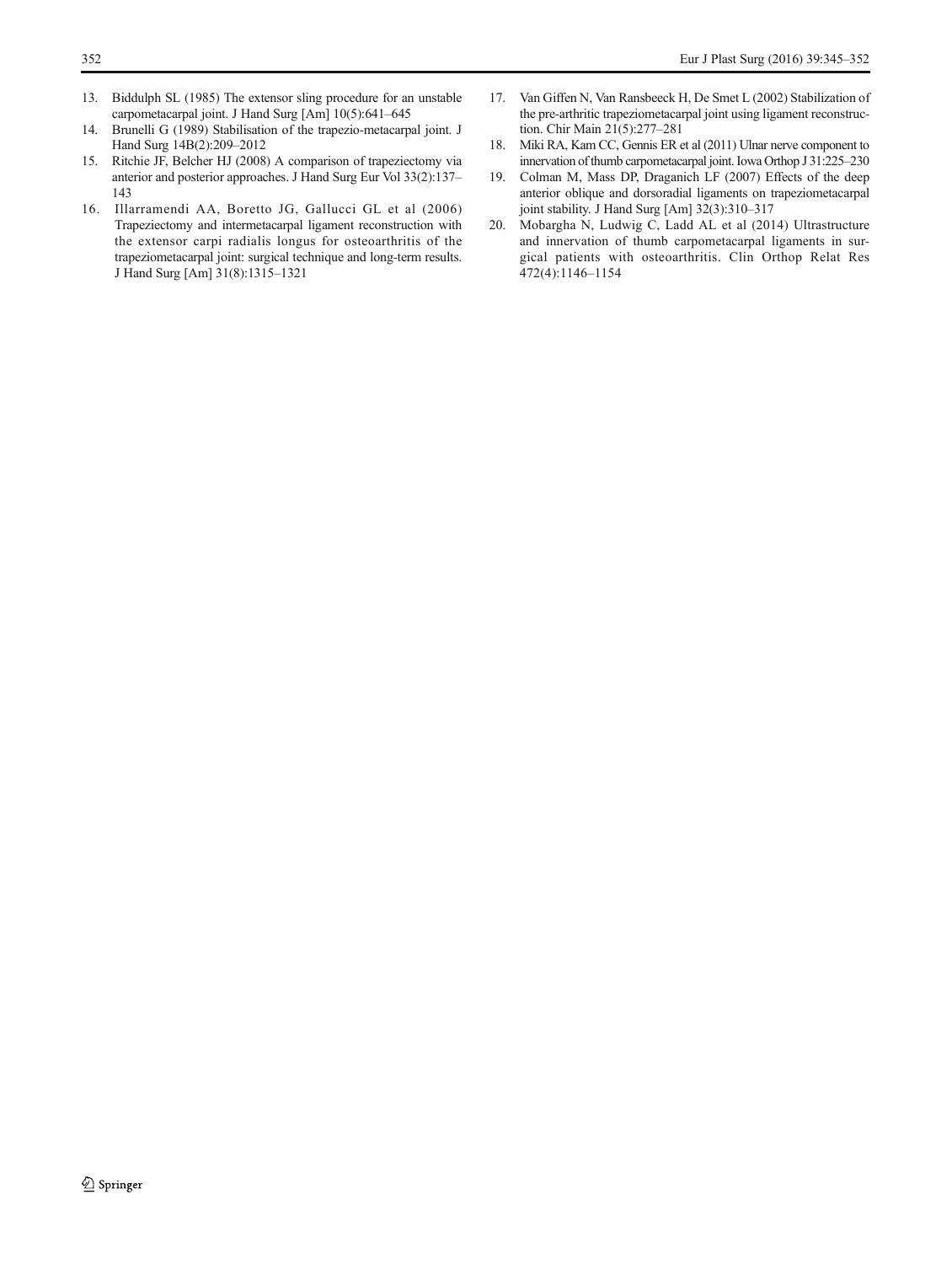13. Biddulph SL (1985) The extensor sling procedure for an unstable carpometacarpal joint. J Hand Surg [Am] 10(5):641–645
14. Brunelli G (1989) Stabilisation of the trapezio-metacarpal joint. J Hand Surg 14B(2):209–2012
15. Ritchie JF, Belcher HJ (2008) A comparison of trapeziectomy via anterior and posterior approaches. J Hand Surg Eur Vol 33(2):137–143
16. Illarramendi AA, Boretto JG, Gallucci GL et al (2006) Trapeziectomy and intermetacarpal ligament reconstruction with the extensor carpi radialis longus for osteoarthritis of the trapeziometacarpal joint: surgical technique and long-term results. J Hand Surg [Am] 31(8):1315–1321
17. Van Giffen N, Van Ransbeeck H, De Smet L (2002) Stabilization of the pre-arthritic trapeziometacarpal joint using ligament reconstruction. Chir Main 21(5):277–281
18. Miki RA, Kam CC, Gennis ER et al (2011) Ulnar nerve component to innervation of thumb carpometacarpal joint. Iowa Orthop J 31:225–230
19. Colman M, Mass DP, Draganich LF (2007) Effects of the deep anterior oblique and dorsoradial ligaments on trapeziometacarpal joint stability. J Hand Surg [Am] 32(3):310–317
20. Mobargha N, Ludwig C, Ladd AL et al (2014) Ultrastructure and innervation of thumb carpometacarpal ligaments in surgical patients with osteoarthritis. Clin Orthop Relat Res 472(4):1146–1154